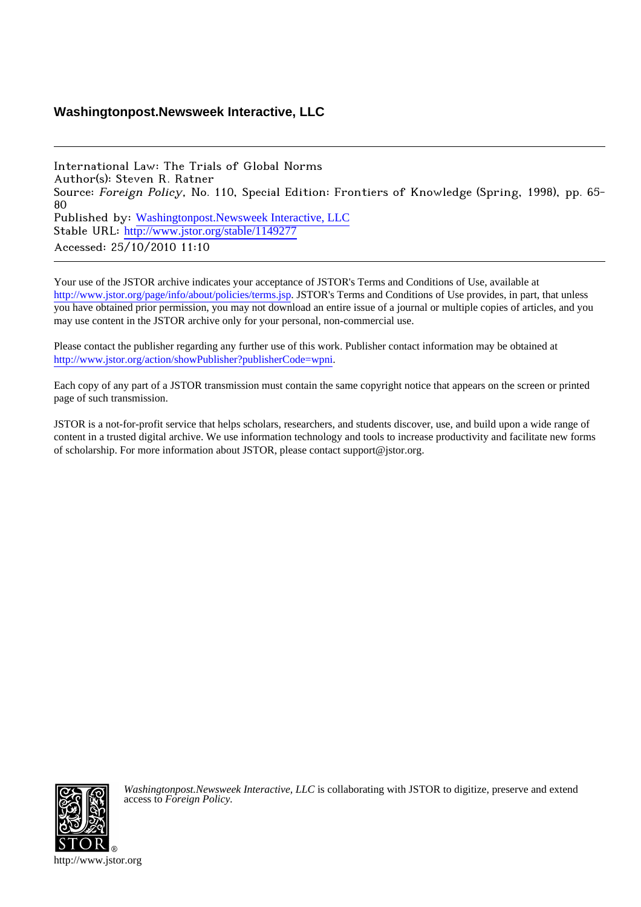**Washingtonpost.Newsweek Interactive, LLC**

---

International Law: The Trials of Global Norms
Author(s): Steven R. Ratner
Source: *Foreign Policy*, No. 110, Special Edition: Frontiers of Knowledge (Spring, 1998), pp. 65-80
Published by: Washingtonpost.Newsweek Interactive, LLC
Stable URL: http://www.jstor.org/stable/1149277
Accessed: 25/10/2010 11:10

---

Your use of the JSTOR archive indicates your acceptance of JSTOR's Terms and Conditions of Use, available at http://www.jstor.org/page/info/about/policies/terms.jsp. JSTOR's Terms and Conditions of Use provides, in part, that unless you have obtained prior permission, you may not download an entire issue of a journal or multiple copies of articles, and you may use content in the JSTOR archive only for your personal, non-commercial use.

Please contact the publisher regarding any further use of this work. Publisher contact information may be obtained at http://www.jstor.org/action/showPublisher?publisherCode=wpni.

Each copy of any part of a JSTOR transmission must contain the same copyright notice that appears on the screen or printed page of such transmission.

JSTOR is a not-for-profit service that helps scholars, researchers, and students discover, use, and build upon a wide range of content in a trusted digital archive. We use information technology and tools to increase productivity and facilitate new forms of scholarship. For more information about JSTOR, please contact support@jstor.org.

*Washingtonpost.Newsweek Interactive, LLC* is collaborating with JSTOR to digitize, preserve and extend access to *Foreign Policy.*

http://www.jstor.org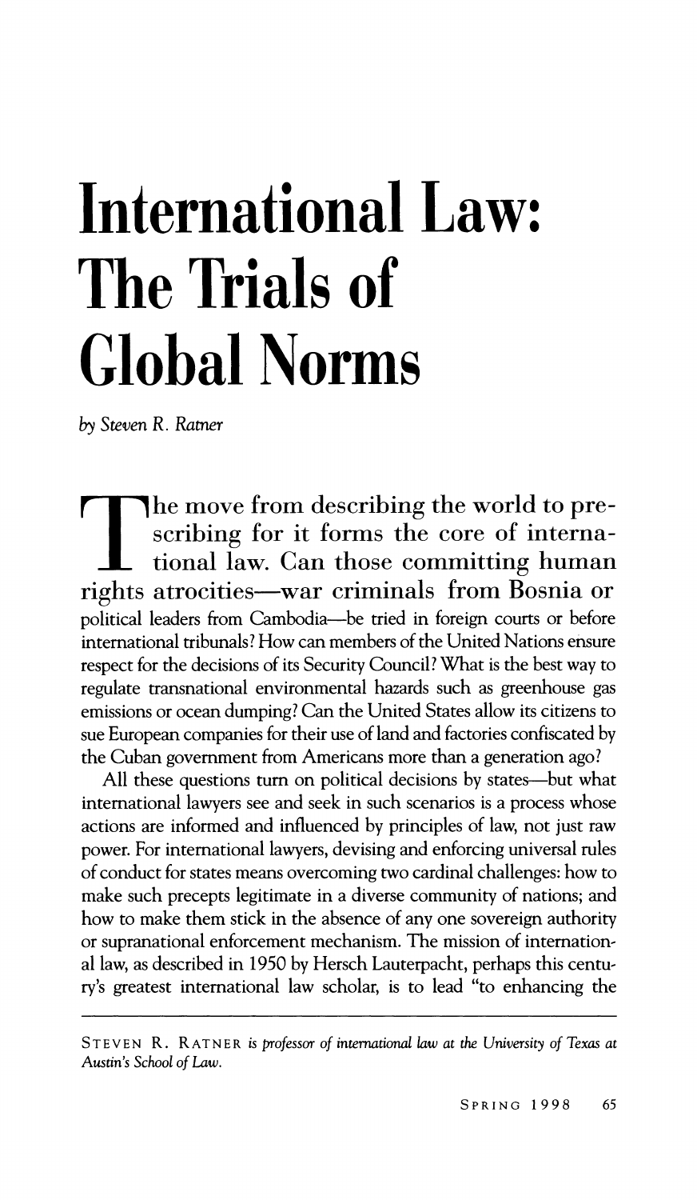# International Law: The Trials of Global Norms

*by Steven R. Ratner*

The move from describing the world to prescribing for it forms the core of international law. Can those committing human rights atrocities—war criminals from Bosnia or political leaders from Cambodia—be tried in foreign courts or before international tribunals? How can members of the United Nations ensure respect for the decisions of its Security Council? What is the best way to regulate transnational environmental hazards such as greenhouse gas emissions or ocean dumping? Can the United States allow its citizens to sue European companies for their use of land and factories confiscated by the Cuban government from Americans more than a generation ago?

All these questions turn on political decisions by states—but what international lawyers see and seek in such scenarios is a process whose actions are informed and influenced by principles of law, not just raw power. For international lawyers, devising and enforcing universal rules of conduct for states means overcoming two cardinal challenges: how to make such precepts legitimate in a diverse community of nations; and how to make them stick in the absence of any one sovereign authority or supranational enforcement mechanism. The mission of international law, as described in 1950 by Hersch Lauterpacht, perhaps this century's greatest international law scholar, is to lead "to enhancing the

---

STEVEN R. RATNER *is professor of international law at the University of Texas at Austin's School of Law.*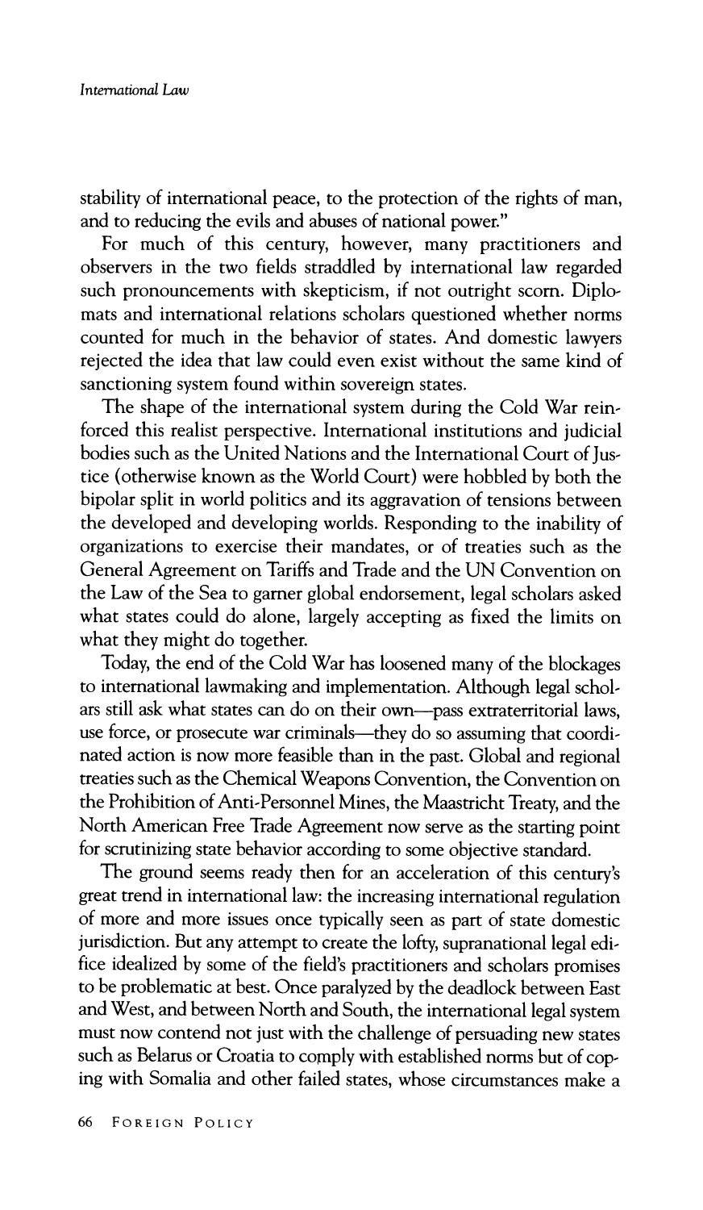stability of international peace, to the protection of the rights of man, and to reducing the evils and abuses of national power."

For much of this century, however, many practitioners and observers in the two fields straddled by international law regarded such pronouncements with skepticism, if not outright scorn. Diplomats and international relations scholars questioned whether norms counted for much in the behavior of states. And domestic lawyers rejected the idea that law could even exist without the same kind of sanctioning system found within sovereign states.

The shape of the international system during the Cold War reinforced this realist perspective. International institutions and judicial bodies such as the United Nations and the International Court of Justice (otherwise known as the World Court) were hobbled by both the bipolar split in world politics and its aggravation of tensions between the developed and developing worlds. Responding to the inability of organizations to exercise their mandates, or of treaties such as the General Agreement on Tariffs and Trade and the UN Convention on the Law of the Sea to garner global endorsement, legal scholars asked what states could do alone, largely accepting as fixed the limits on what they might do together.

Today, the end of the Cold War has loosened many of the blockages to international lawmaking and implementation. Although legal scholars still ask what states can do on their own—pass extraterritorial laws, use force, or prosecute war criminals—they do so assuming that coordinated action is now more feasible than in the past. Global and regional treaties such as the Chemical Weapons Convention, the Convention on the Prohibition of Anti-Personnel Mines, the Maastricht Treaty, and the North American Free Trade Agreement now serve as the starting point for scrutinizing state behavior according to some objective standard.

The ground seems ready then for an acceleration of this century's great trend in international law: the increasing international regulation of more and more issues once typically seen as part of state domestic jurisdiction. But any attempt to create the lofty, supranational legal edifice idealized by some of the field's practitioners and scholars promises to be problematic at best. Once paralyzed by the deadlock between East and West, and between North and South, the international legal system must now contend not just with the challenge of persuading new states such as Belarus or Croatia to comply with established norms but of coping with Somalia and other failed states, whose circumstances make a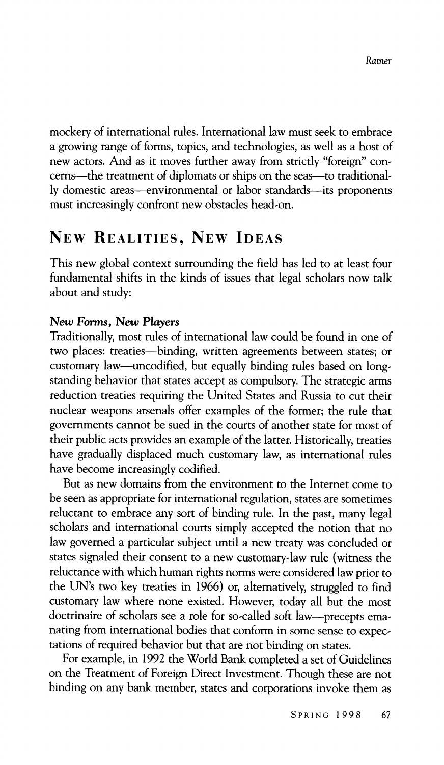mockery of international rules. International law must seek to embrace a growing range of forms, topics, and technologies, as well as a host of new actors. And as it moves further away from strictly "foreign" concerns—the treatment of diplomats or ships on the seas—to traditionally domestic areas—environmental or labor standards—its proponents must increasingly confront new obstacles head-on.

## New Realities, New Ideas

This new global context surrounding the field has led to at least four fundamental shifts in the kinds of issues that legal scholars now talk about and study:

### *New Forms, New Players*

Traditionally, most rules of international law could be found in one of two places: treaties—binding, written agreements between states; or customary law—uncodified, but equally binding rules based on long-standing behavior that states accept as compulsory. The strategic arms reduction treaties requiring the United States and Russia to cut their nuclear weapons arsenals offer examples of the former; the rule that governments cannot be sued in the courts of another state for most of their public acts provides an example of the latter. Historically, treaties have gradually displaced much customary law, as international rules have become increasingly codified.

But as new domains from the environment to the Internet come to be seen as appropriate for international regulation, states are sometimes reluctant to embrace any sort of binding rule. In the past, many legal scholars and international courts simply accepted the notion that no law governed a particular subject until a new treaty was concluded or states signaled their consent to a new customary-law rule (witness the reluctance with which human rights norms were considered law prior to the UN's two key treaties in 1966) or, alternatively, struggled to find customary law where none existed. However, today all but the most doctrinaire of scholars see a role for so-called soft law—precepts emanating from international bodies that conform in some sense to expectations of required behavior but that are not binding on states.

For example, in 1992 the World Bank completed a set of Guidelines on the Treatment of Foreign Direct Investment. Though these are not binding on any bank member, states and corporations invoke them as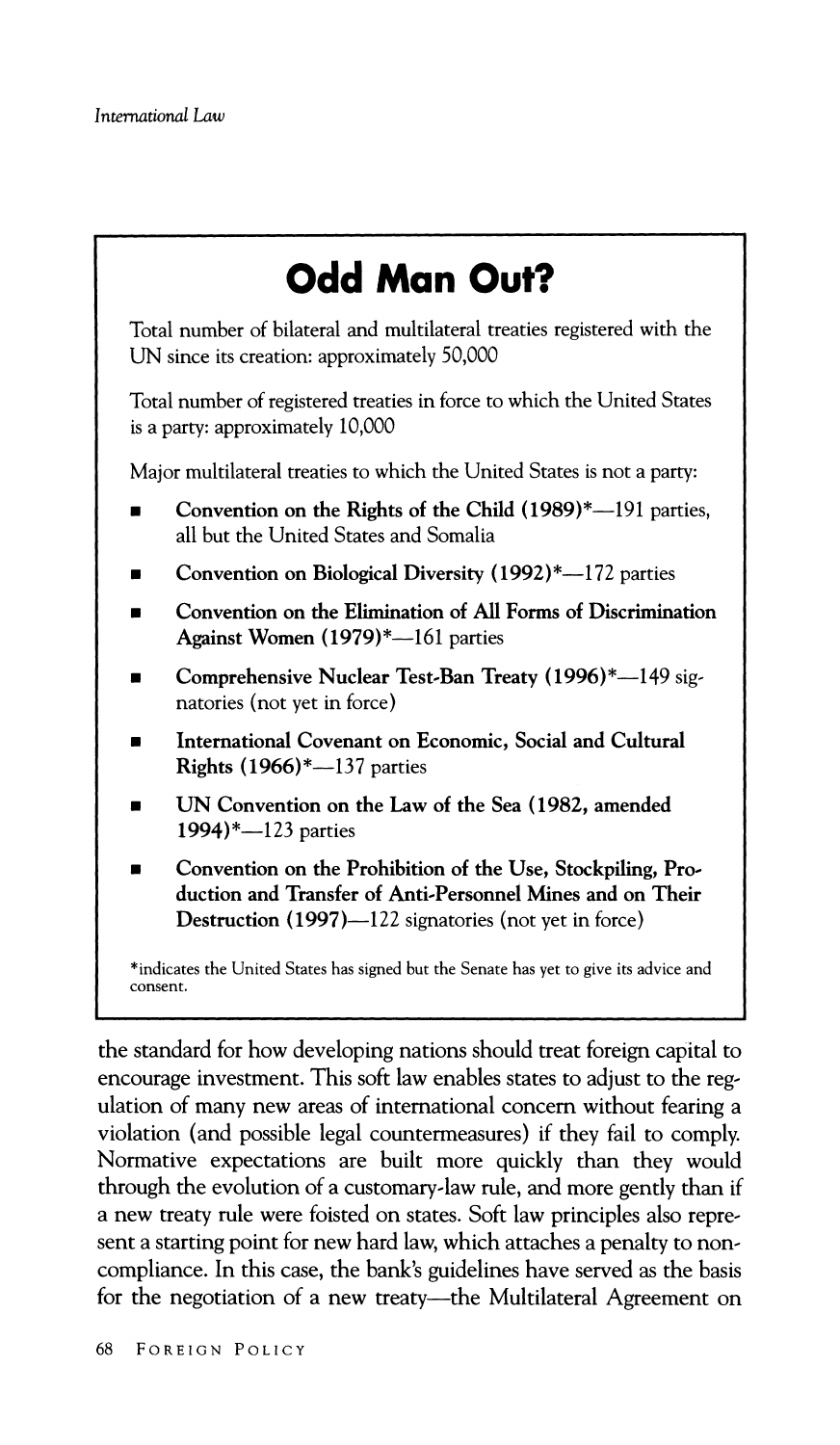## Odd Man Out?

Total number of bilateral and multilateral treaties registered with the UN since its creation: approximately 50,000

Total number of registered treaties in force to which the United States is a party: approximately 10,000

Major multilateral treaties to which the United States is not a party:

- **Convention on the Rights of the Child (1989)***—191 parties, all but the United States and Somalia
- **Convention on Biological Diversity (1992)***—172 parties
- **Convention on the Elimination of All Forms of Discrimination Against Women (1979)***—161 parties
- **Comprehensive Nuclear Test-Ban Treaty (1996)***—149 signatories (not yet in force)
- **International Covenant on Economic, Social and Cultural Rights (1966)***—137 parties
- **UN Convention on the Law of the Sea (1982, amended 1994)***—123 parties
- **Convention on the Prohibition of the Use, Stockpiling, Production and Transfer of Anti-Personnel Mines and on Their Destruction (1997)**—122 signatories (not yet in force)

*indicates the United States has signed but the Senate has yet to give its advice and consent.

the standard for how developing nations should treat foreign capital to encourage investment. This soft law enables states to adjust to the regulation of many new areas of international concern without fearing a violation (and possible legal countermeasures) if they fail to comply. Normative expectations are built more quickly than they would through the evolution of a customary-law rule, and more gently than if a new treaty rule were foisted on states. Soft law principles also represent a starting point for new hard law, which attaches a penalty to noncompliance. In this case, the bank's guidelines have served as the basis for the negotiation of a new treaty—the Multilateral Agreement on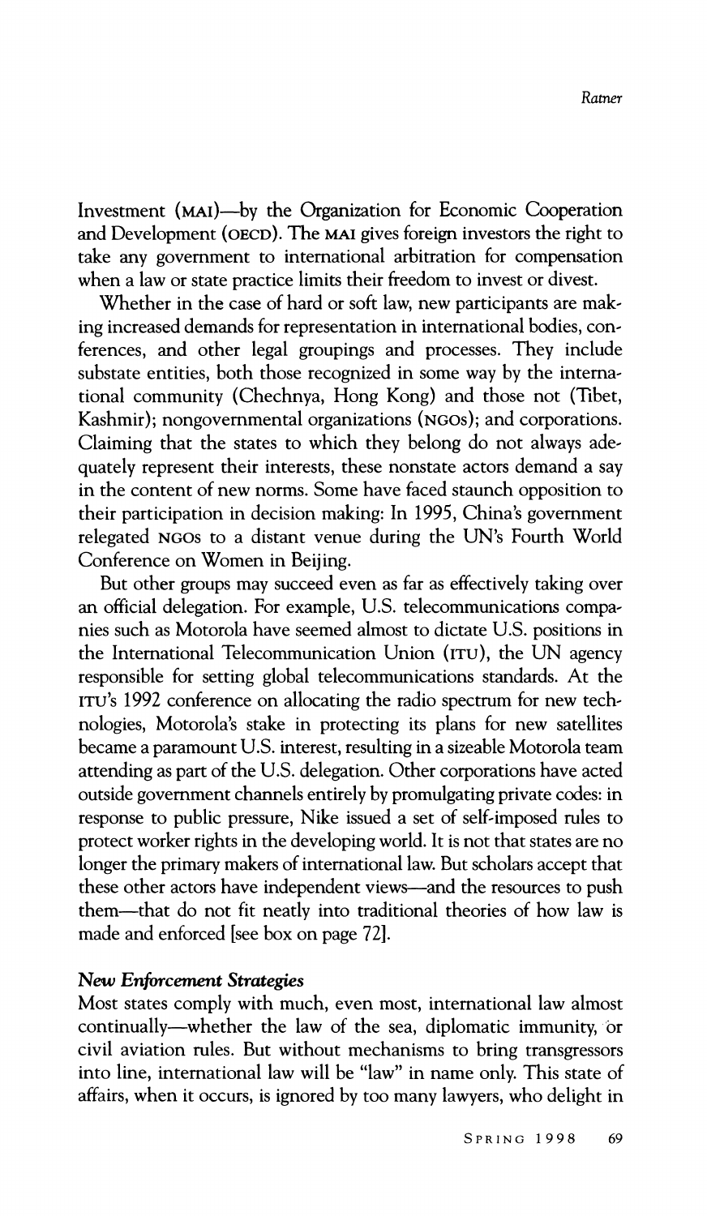Investment (MAI)—by the Organization for Economic Cooperation and Development (OECD). The MAI gives foreign investors the right to take any government to international arbitration for compensation when a law or state practice limits their freedom to invest or divest.

Whether in the case of hard or soft law, new participants are making increased demands for representation in international bodies, conferences, and other legal groupings and processes. They include substate entities, both those recognized in some way by the international community (Chechnya, Hong Kong) and those not (Tibet, Kashmir); nongovernmental organizations (NGOs); and corporations. Claiming that the states to which they belong do not always adequately represent their interests, these nonstate actors demand a say in the content of new norms. Some have faced staunch opposition to their participation in decision making: In 1995, China's government relegated NGOs to a distant venue during the UN's Fourth World Conference on Women in Beijing.

But other groups may succeed even as far as effectively taking over an official delegation. For example, U.S. telecommunications companies such as Motorola have seemed almost to dictate U.S. positions in the International Telecommunication Union (ITU), the UN agency responsible for setting global telecommunications standards. At the ITU's 1992 conference on allocating the radio spectrum for new technologies, Motorola's stake in protecting its plans for new satellites became a paramount U.S. interest, resulting in a sizeable Motorola team attending as part of the U.S. delegation. Other corporations have acted outside government channels entirely by promulgating private codes: in response to public pressure, Nike issued a set of self-imposed rules to protect worker rights in the developing world. It is not that states are no longer the primary makers of international law. But scholars accept that these other actors have independent views—and the resources to push them—that do not fit neatly into traditional theories of how law is made and enforced [see box on page 72].

### *New Enforcement Strategies*

Most states comply with much, even most, international law almost continually—whether the law of the sea, diplomatic immunity, or civil aviation rules. But without mechanisms to bring transgressors into line, international law will be "law" in name only. This state of affairs, when it occurs, is ignored by too many lawyers, who delight in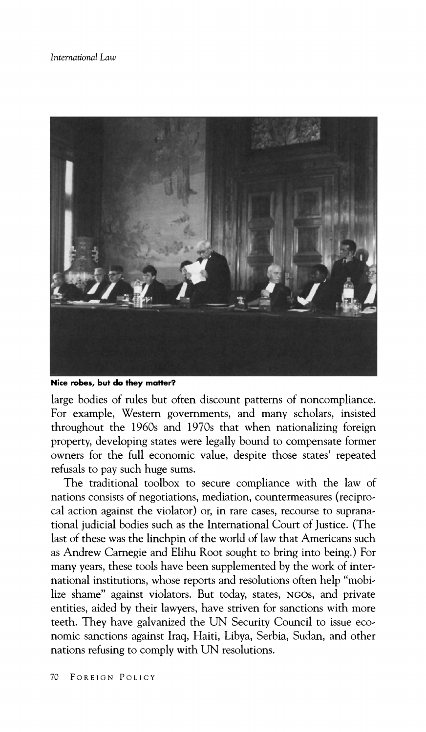**Nice robes, but do they matter?**

large bodies of rules but often discount patterns of noncompliance. For example, Western governments, and many scholars, insisted throughout the 1960s and 1970s that when nationalizing foreign property, developing states were legally bound to compensate former owners for the full economic value, despite those states' repeated refusals to pay such huge sums.

The traditional toolbox to secure compliance with the law of nations consists of negotiations, mediation, countermeasures (reciprocal action against the violator) or, in rare cases, recourse to supranational judicial bodies such as the International Court of Justice. (The last of these was the linchpin of the world of law that Americans such as Andrew Carnegie and Elihu Root sought to bring into being.) For many years, these tools have been supplemented by the work of international institutions, whose reports and resolutions often help "mobilize shame" against violators. But today, states, NGOs, and private entities, aided by their lawyers, have striven for sanctions with more teeth. They have galvanized the UN Security Council to issue economic sanctions against Iraq, Haiti, Libya, Serbia, Sudan, and other nations refusing to comply with UN resolutions.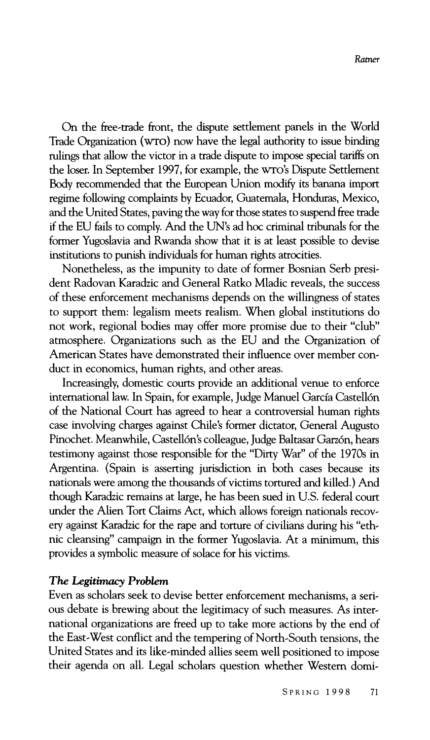On the free-trade front, the dispute settlement panels in the World Trade Organization (WTO) now have the legal authority to issue binding rulings that allow the victor in a trade dispute to impose special tariffs on the loser. In September 1997, for example, the WTO's Dispute Settlement Body recommended that the European Union modify its banana import regime following complaints by Ecuador, Guatemala, Honduras, Mexico, and the United States, paving the way for those states to suspend free trade if the EU fails to comply. And the UN's ad hoc criminal tribunals for the former Yugoslavia and Rwanda show that it is at least possible to devise institutions to punish individuals for human rights atrocities.

Nonetheless, as the impunity to date of former Bosnian Serb president Radovan Karadzic and General Ratko Mladic reveals, the success of these enforcement mechanisms depends on the willingness of states to support them: legalism meets realism. When global institutions do not work, regional bodies may offer more promise due to their "club" atmosphere. Organizations such as the EU and the Organization of American States have demonstrated their influence over member conduct in economics, human rights, and other areas.

Increasingly, domestic courts provide an additional venue to enforce international law. In Spain, for example, Judge Manuel García Castellón of the National Court has agreed to hear a controversial human rights case involving charges against Chile's former dictator, General Augusto Pinochet. Meanwhile, Castellón's colleague, Judge Baltasar Garzón, hears testimony against those responsible for the "Dirty War" of the 1970s in Argentina. (Spain is asserting jurisdiction in both cases because its nationals were among the thousands of victims tortured and killed.) And though Karadzic remains at large, he has been sued in U.S. federal court under the Alien Tort Claims Act, which allows foreign nationals recovery against Karadzic for the rape and torture of civilians during his "ethnic cleansing" campaign in the former Yugoslavia. At a minimum, this provides a symbolic measure of solace for his victims.

### *The Legitimacy Problem*

Even as scholars seek to devise better enforcement mechanisms, a serious debate is brewing about the legitimacy of such measures. As international organizations are freed up to take more actions by the end of the East-West conflict and the tempering of North-South tensions, the United States and its like-minded allies seem well positioned to impose their agenda on all. Legal scholars question whether Western domi-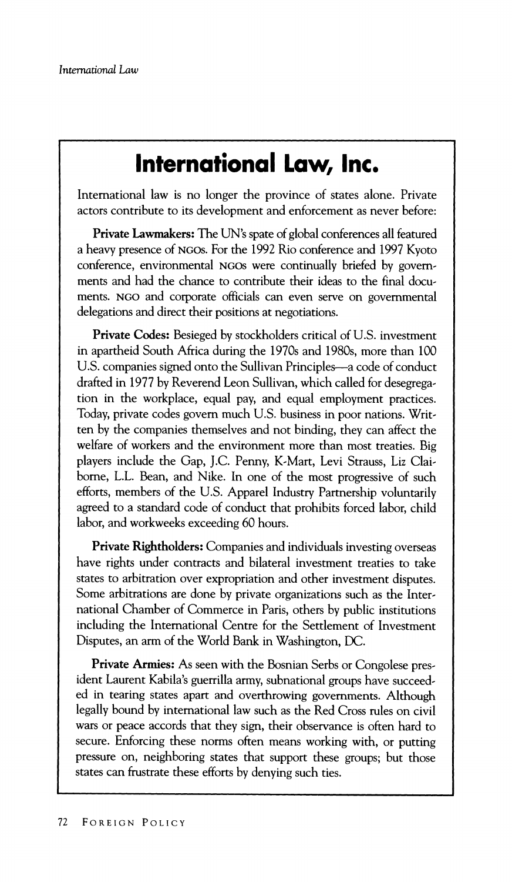# International Law, Inc.

International law is no longer the province of states alone. Private actors contribute to its development and enforcement as never before:

**Private Lawmakers:** The UN's spate of global conferences all featured a heavy presence of NGOs. For the 1992 Rio conference and 1997 Kyoto conference, environmental NGOs were continually briefed by governments and had the chance to contribute their ideas to the final documents. NGO and corporate officials can even serve on governmental delegations and direct their positions at negotiations.

**Private Codes:** Besieged by stockholders critical of U.S. investment in apartheid South Africa during the 1970s and 1980s, more than 100 U.S. companies signed onto the Sullivan Principles—a code of conduct drafted in 1977 by Reverend Leon Sullivan, which called for desegregation in the workplace, equal pay, and equal employment practices. Today, private codes govern much U.S. business in poor nations. Written by the companies themselves and not binding, they can affect the welfare of workers and the environment more than most treaties. Big players include the Gap, J.C. Penny, K-Mart, Levi Strauss, Liz Claiborne, L.L. Bean, and Nike. In one of the most progressive of such efforts, members of the U.S. Apparel Industry Partnership voluntarily agreed to a standard code of conduct that prohibits forced labor, child labor, and workweeks exceeding 60 hours.

**Private Rightholders:** Companies and individuals investing overseas have rights under contracts and bilateral investment treaties to take states to arbitration over expropriation and other investment disputes. Some arbitrations are done by private organizations such as the International Chamber of Commerce in Paris, others by public institutions including the International Centre for the Settlement of Investment Disputes, an arm of the World Bank in Washington, DC.

**Private Armies:** As seen with the Bosnian Serbs or Congolese president Laurent Kabila's guerrilla army, subnational groups have succeeded in tearing states apart and overthrowing governments. Although legally bound by international law such as the Red Cross rules on civil wars or peace accords that they sign, their observance is often hard to secure. Enforcing these norms often means working with, or putting pressure on, neighboring states that support these groups; but those states can frustrate these efforts by denying such ties.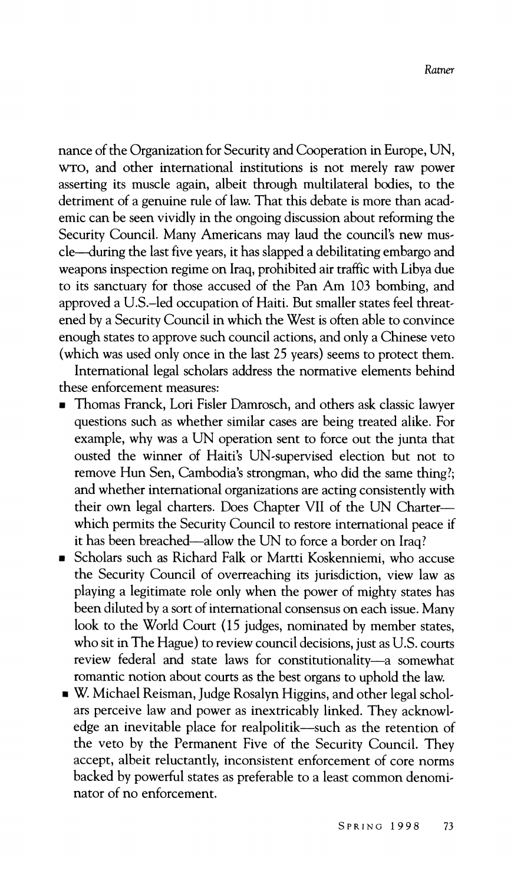nance of the Organization for Security and Cooperation in Europe, UN, WTO, and other international institutions is not merely raw power asserting its muscle again, albeit through multilateral bodies, to the detriment of a genuine rule of law. That this debate is more than academic can be seen vividly in the ongoing discussion about reforming the Security Council. Many Americans may laud the council's new muscle—during the last five years, it has slapped a debilitating embargo and weapons inspection regime on Iraq, prohibited air traffic with Libya due to its sanctuary for those accused of the Pan Am 103 bombing, and approved a U.S.–led occupation of Haiti. But smaller states feel threatened by a Security Council in which the West is often able to convince enough states to approve such council actions, and only a Chinese veto (which was used only once in the last 25 years) seems to protect them.

International legal scholars address the normative elements behind these enforcement measures:

- Thomas Franck, Lori Fisler Damrosch, and others ask classic lawyer questions such as whether similar cases are being treated alike. For example, why was a UN operation sent to force out the junta that ousted the winner of Haiti's UN-supervised election but not to remove Hun Sen, Cambodia's strongman, who did the same thing?; and whether international organizations are acting consistently with their own legal charters. Does Chapter VII of the UN Charter—which permits the Security Council to restore international peace if it has been breached—allow the UN to force a border on Iraq?
- Scholars such as Richard Falk or Martti Koskenniemi, who accuse the Security Council of overreaching its jurisdiction, view law as playing a legitimate role only when the power of mighty states has been diluted by a sort of international consensus on each issue. Many look to the World Court (15 judges, nominated by member states, who sit in The Hague) to review council decisions, just as U.S. courts review federal and state laws for constitutionality—a somewhat romantic notion about courts as the best organs to uphold the law.
- W. Michael Reisman, Judge Rosalyn Higgins, and other legal scholars perceive law and power as inextricably linked. They acknowledge an inevitable place for realpolitik—such as the retention of the veto by the Permanent Five of the Security Council. They accept, albeit reluctantly, inconsistent enforcement of core norms backed by powerful states as preferable to a least common denominator of no enforcement.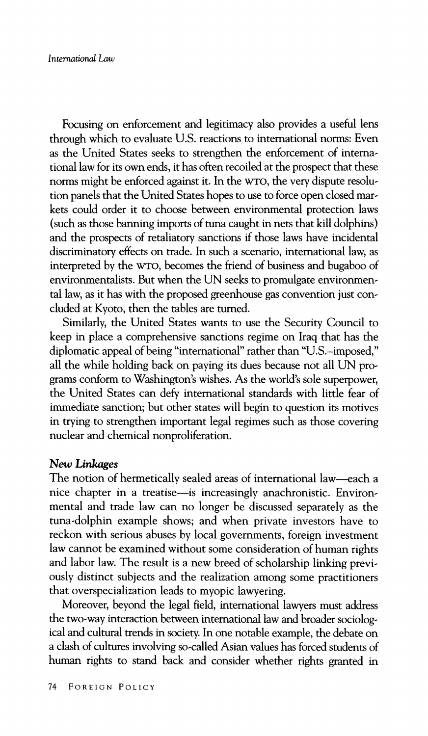Focusing on enforcement and legitimacy also provides a useful lens through which to evaluate U.S. reactions to international norms: Even as the United States seeks to strengthen the enforcement of international law for its own ends, it has often recoiled at the prospect that these norms might be enforced against it. In the WTO, the very dispute resolution panels that the United States hopes to use to force open closed markets could order it to choose between environmental protection laws (such as those banning imports of tuna caught in nets that kill dolphins) and the prospects of retaliatory sanctions if those laws have incidental discriminatory effects on trade. In such a scenario, international law, as interpreted by the WTO, becomes the friend of business and bugaboo of environmentalists. But when the UN seeks to promulgate environmental law, as it has with the proposed greenhouse gas convention just concluded at Kyoto, then the tables are turned.

Similarly, the United States wants to use the Security Council to keep in place a comprehensive sanctions regime on Iraq that has the diplomatic appeal of being "international" rather than "U.S.–imposed," all the while holding back on paying its dues because not all UN programs conform to Washington's wishes. As the world's sole superpower, the United States can defy international standards with little fear of immediate sanction; but other states will begin to question its motives in trying to strengthen important legal regimes such as those covering nuclear and chemical nonproliferation.

### *New Linkages*

The notion of hermetically sealed areas of international law—each a nice chapter in a treatise—is increasingly anachronistic. Environmental and trade law can no longer be discussed separately as the tuna-dolphin example shows; and when private investors have to reckon with serious abuses by local governments, foreign investment law cannot be examined without some consideration of human rights and labor law. The result is a new breed of scholarship linking previously distinct subjects and the realization among some practitioners that overspecialization leads to myopic lawyering.

Moreover, beyond the legal field, international lawyers must address the two-way interaction between international law and broader sociological and cultural trends in society. In one notable example, the debate on a clash of cultures involving so-called Asian values has forced students of human rights to stand back and consider whether rights granted in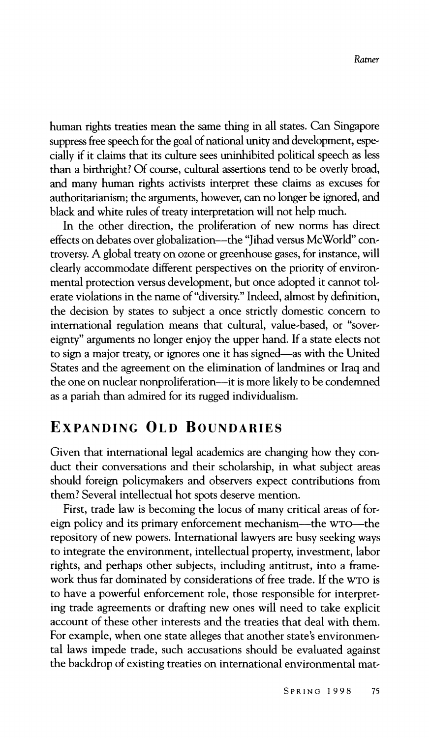human rights treaties mean the same thing in all states. Can Singapore suppress free speech for the goal of national unity and development, especially if it claims that its culture sees uninhibited political speech as less than a birthright? Of course, cultural assertions tend to be overly broad, and many human rights activists interpret these claims as excuses for authoritarianism; the arguments, however, can no longer be ignored, and black and white rules of treaty interpretation will not help much.

In the other direction, the proliferation of new norms has direct effects on debates over globalization—the "Jihad versus McWorld" controversy. A global treaty on ozone or greenhouse gases, for instance, will clearly accommodate different perspectives on the priority of environmental protection versus development, but once adopted it cannot tolerate violations in the name of "diversity." Indeed, almost by definition, the decision by states to subject a once strictly domestic concern to international regulation means that cultural, value-based, or "sovereignty" arguments no longer enjoy the upper hand. If a state elects not to sign a major treaty, or ignores one it has signed—as with the United States and the agreement on the elimination of landmines or Iraq and the one on nuclear nonproliferation—it is more likely to be condemned as a pariah than admired for its rugged individualism.

## EXPANDING OLD BOUNDARIES

Given that international legal academics are changing how they conduct their conversations and their scholarship, in what subject areas should foreign policymakers and observers expect contributions from them? Several intellectual hot spots deserve mention.

First, trade law is becoming the locus of many critical areas of foreign policy and its primary enforcement mechanism—the WTO—the repository of new powers. International lawyers are busy seeking ways to integrate the environment, intellectual property, investment, labor rights, and perhaps other subjects, including antitrust, into a framework thus far dominated by considerations of free trade. If the WTO is to have a powerful enforcement role, those responsible for interpreting trade agreements or drafting new ones will need to take explicit account of these other interests and the treaties that deal with them. For example, when one state alleges that another state's environmental laws impede trade, such accusations should be evaluated against the backdrop of existing treaties on international environmental mat-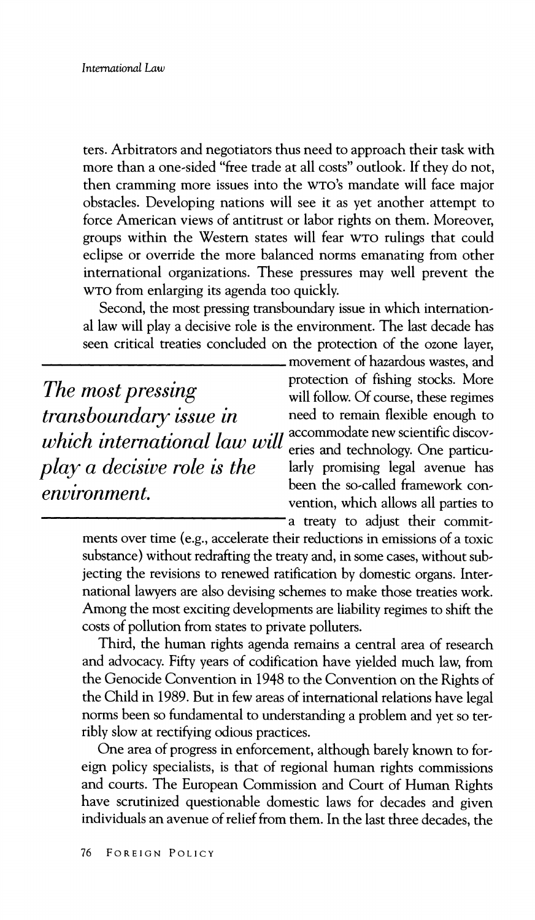ters. Arbitrators and negotiators thus need to approach their task with more than a one-sided "free trade at all costs" outlook. If they do not, then cramming more issues into the WTO's mandate will face major obstacles. Developing nations will see it as yet another attempt to force American views of antitrust or labor rights on them. Moreover, groups within the Western states will fear WTO rulings that could eclipse or override the more balanced norms emanating from other international organizations. These pressures may well prevent the WTO from enlarging its agenda too quickly.

Second, the most pressing transboundary issue in which international law will play a decisive role is the environment. The last decade has seen critical treaties concluded on the protection of the ozone layer, movement of hazardous wastes, and protection of fishing stocks. More will follow. Of course, these regimes need to remain flexible enough to accommodate new scientific discoveries and technology. One particularly promising legal avenue has been the so-called framework convention, which allows all parties to a treaty to adjust their commitments over time (e.g., accelerate their reductions in emissions of a toxic substance) without redrafting the treaty and, in some cases, without subjecting the revisions to renewed ratification by domestic organs. International lawyers are also devising schemes to make those treaties work. Among the most exciting developments are liability regimes to shift the costs of pollution from states to private polluters.

> *The most pressing transboundary issue in which international law will play a decisive role is the environment.*

Third, the human rights agenda remains a central area of research and advocacy. Fifty years of codification have yielded much law, from the Genocide Convention in 1948 to the Convention on the Rights of the Child in 1989. But in few areas of international relations have legal norms been so fundamental to understanding a problem and yet so terribly slow at rectifying odious practices.

One area of progress in enforcement, although barely known to foreign policy specialists, is that of regional human rights commissions and courts. The European Commission and Court of Human Rights have scrutinized questionable domestic laws for decades and given individuals an avenue of relief from them. In the last three decades, the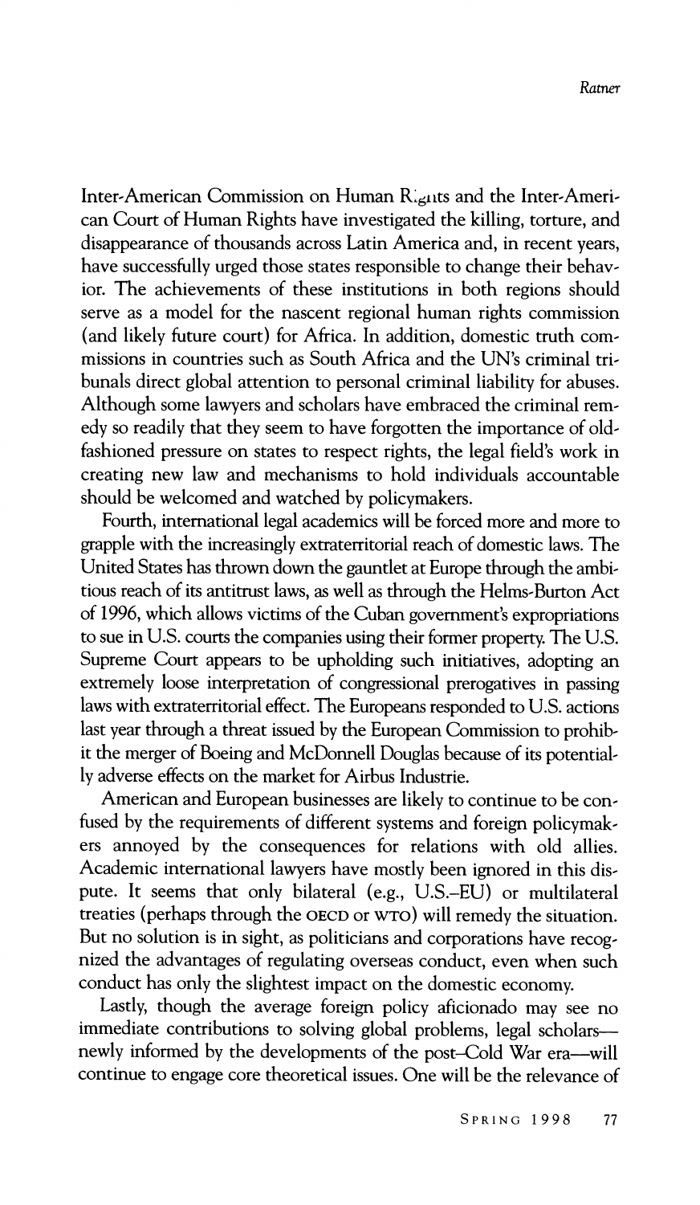Inter-American Commission on Human Rights and the Inter-American Court of Human Rights have investigated the killing, torture, and disappearance of thousands across Latin America and, in recent years, have successfully urged those states responsible to change their behavior. The achievements of these institutions in both regions should serve as a model for the nascent regional human rights commission (and likely future court) for Africa. In addition, domestic truth commissions in countries such as South Africa and the UN's criminal tribunals direct global attention to personal criminal liability for abuses. Although some lawyers and scholars have embraced the criminal remedy so readily that they seem to have forgotten the importance of old-fashioned pressure on states to respect rights, the legal field's work in creating new law and mechanisms to hold individuals accountable should be welcomed and watched by policymakers.

Fourth, international legal academics will be forced more and more to grapple with the increasingly extraterritorial reach of domestic laws. The United States has thrown down the gauntlet at Europe through the ambitious reach of its antitrust laws, as well as through the Helms-Burton Act of 1996, which allows victims of the Cuban government's expropriations to sue in U.S. courts the companies using their former property. The U.S. Supreme Court appears to be upholding such initiatives, adopting an extremely loose interpretation of congressional prerogatives in passing laws with extraterritorial effect. The Europeans responded to U.S. actions last year through a threat issued by the European Commission to prohibit the merger of Boeing and McDonnell Douglas because of its potentially adverse effects on the market for Airbus Industrie.

American and European businesses are likely to continue to be confused by the requirements of different systems and foreign policymakers annoyed by the consequences for relations with old allies. Academic international lawyers have mostly been ignored in this dispute. It seems that only bilateral (e.g., U.S.–EU) or multilateral treaties (perhaps through the OECD or WTO) will remedy the situation. But no solution is in sight, as politicians and corporations have recognized the advantages of regulating overseas conduct, even when such conduct has only the slightest impact on the domestic economy.

Lastly, though the average foreign policy aficionado may see no immediate contributions to solving global problems, legal scholars—newly informed by the developments of the post–Cold War era—will continue to engage core theoretical issues. One will be the relevance of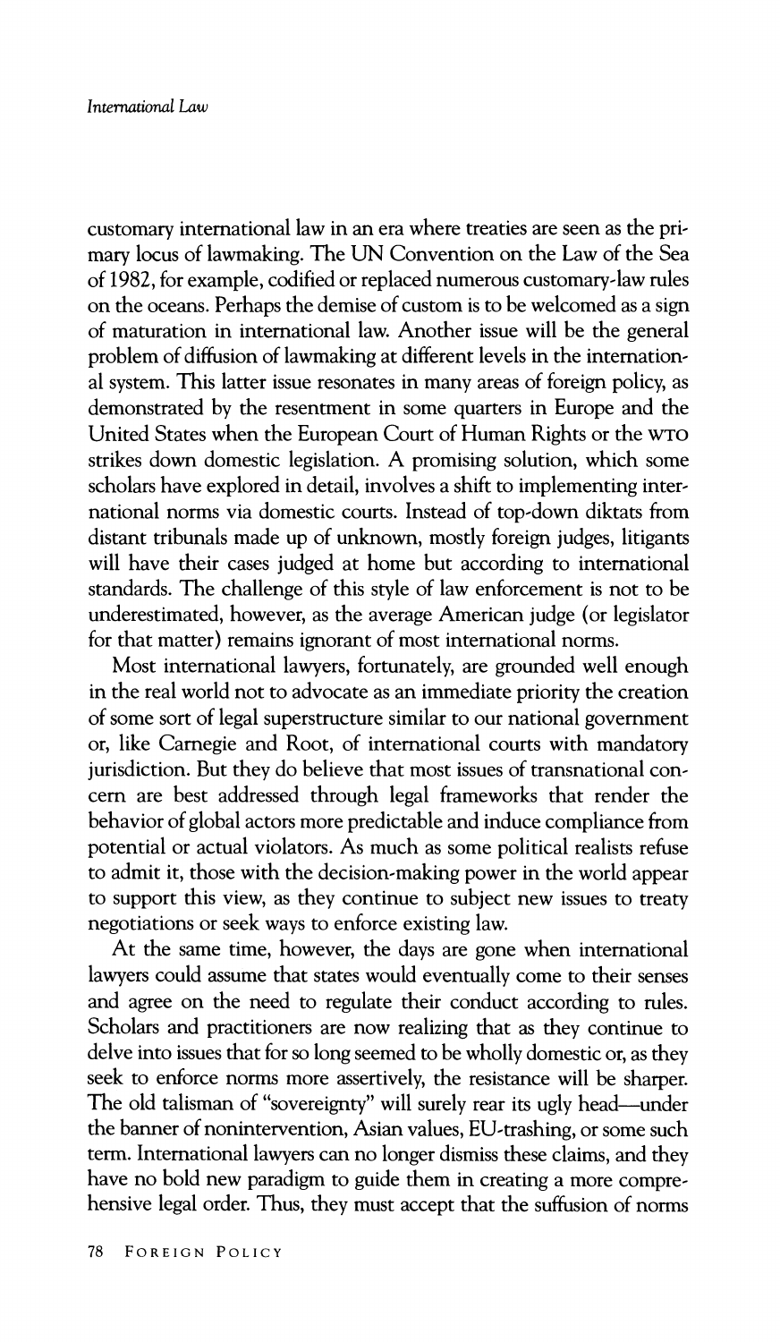customary international law in an era where treaties are seen as the primary locus of lawmaking. The UN Convention on the Law of the Sea of 1982, for example, codified or replaced numerous customary-law rules on the oceans. Perhaps the demise of custom is to be welcomed as a sign of maturation in international law. Another issue will be the general problem of diffusion of lawmaking at different levels in the international system. This latter issue resonates in many areas of foreign policy, as demonstrated by the resentment in some quarters in Europe and the United States when the European Court of Human Rights or the WTO strikes down domestic legislation. A promising solution, which some scholars have explored in detail, involves a shift to implementing international norms via domestic courts. Instead of top-down diktats from distant tribunals made up of unknown, mostly foreign judges, litigants will have their cases judged at home but according to international standards. The challenge of this style of law enforcement is not to be underestimated, however, as the average American judge (or legislator for that matter) remains ignorant of most international norms.

Most international lawyers, fortunately, are grounded well enough in the real world not to advocate as an immediate priority the creation of some sort of legal superstructure similar to our national government or, like Carnegie and Root, of international courts with mandatory jurisdiction. But they do believe that most issues of transnational concern are best addressed through legal frameworks that render the behavior of global actors more predictable and induce compliance from potential or actual violators. As much as some political realists refuse to admit it, those with the decision-making power in the world appear to support this view, as they continue to subject new issues to treaty negotiations or seek ways to enforce existing law.

At the same time, however, the days are gone when international lawyers could assume that states would eventually come to their senses and agree on the need to regulate their conduct according to rules. Scholars and practitioners are now realizing that as they continue to delve into issues that for so long seemed to be wholly domestic or, as they seek to enforce norms more assertively, the resistance will be sharper. The old talisman of "sovereignty" will surely rear its ugly head—under the banner of nonintervention, Asian values, EU-trashing, or some such term. International lawyers can no longer dismiss these claims, and they have no bold new paradigm to guide them in creating a more comprehensive legal order. Thus, they must accept that the suffusion of norms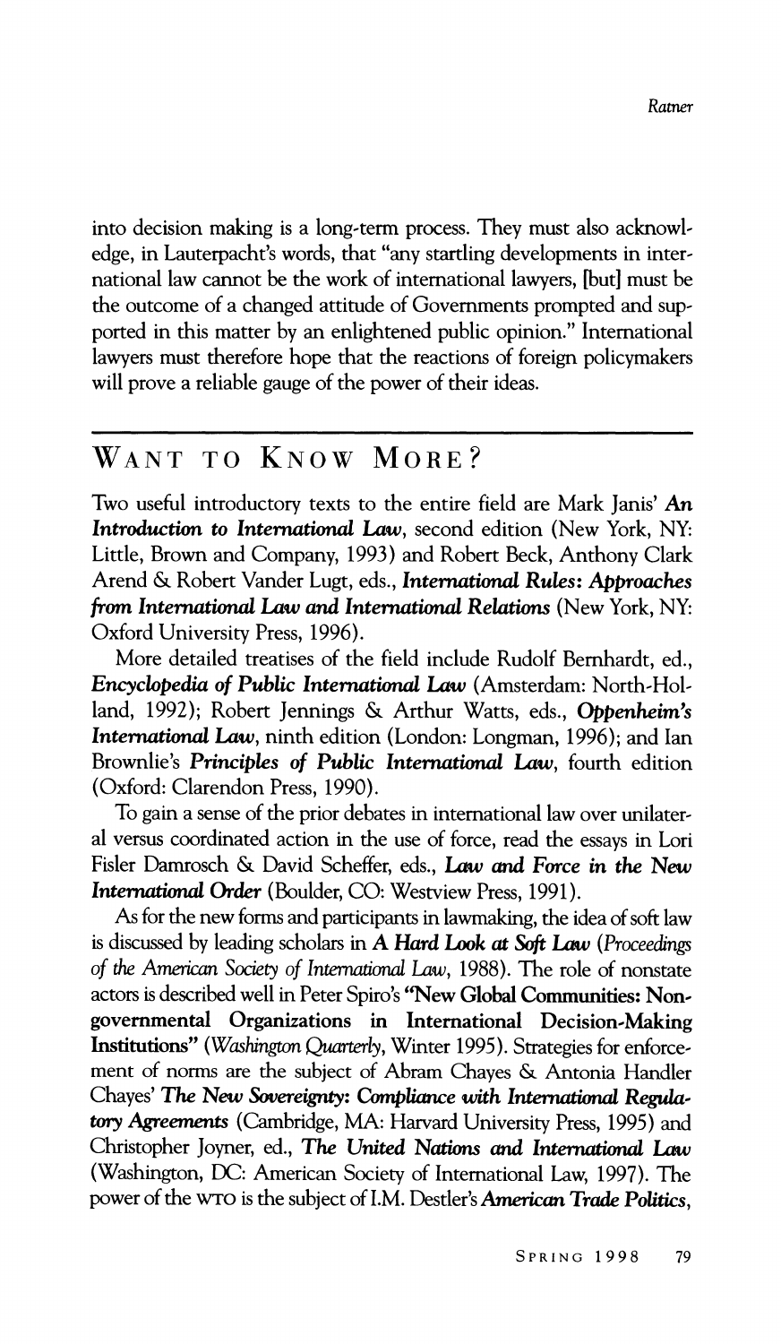into decision making is a long-term process. They must also acknowledge, in Lauterpacht's words, that "any startling developments in international law cannot be the work of international lawyers, [but] must be the outcome of a changed attitude of Governments prompted and supported in this matter by an enlightened public opinion." International lawyers must therefore hope that the reactions of foreign policymakers will prove a reliable gauge of the power of their ideas.

## Want to Know More?

Two useful introductory texts to the entire field are Mark Janis' ***An Introduction to International Law***, second edition (New York, NY: Little, Brown and Company, 1993) and Robert Beck, Anthony Clark Arend & Robert Vander Lugt, eds., ***International Rules: Approaches from International Law and International Relations*** (New York, NY: Oxford University Press, 1996).

More detailed treatises of the field include Rudolf Bernhardt, ed., ***Encyclopedia of Public International Law*** (Amsterdam: North-Holland, 1992); Robert Jennings & Arthur Watts, eds., ***Oppenheim's International Law***, ninth edition (London: Longman, 1996); and Ian Brownlie's ***Principles of Public International Law***, fourth edition (Oxford: Clarendon Press, 1990).

To gain a sense of the prior debates in international law over unilateral versus coordinated action in the use of force, read the essays in Lori Fisler Damrosch & David Scheffer, eds., ***Law and Force in the New International Order*** (Boulder, CO: Westview Press, 1991).

As for the new forms and participants in lawmaking, the idea of soft law is discussed by leading scholars in ***A Hard Look at Soft Law*** (*Proceedings of the American Society of International Law*, 1988). The role of nonstate actors is described well in Peter Spiro's **"New Global Communities: Nongovernmental Organizations in International Decision-Making Institutions"** (*Washington Quarterly*, Winter 1995). Strategies for enforcement of norms are the subject of Abram Chayes & Antonia Handler Chayes' ***The New Sovereignty: Compliance with International Regulatory Agreements*** (Cambridge, MA: Harvard University Press, 1995) and Christopher Joyner, ed., ***The United Nations and International Law*** (Washington, DC: American Society of International Law, 1997). The power of the WTO is the subject of I.M. Destler's ***American Trade Politics***,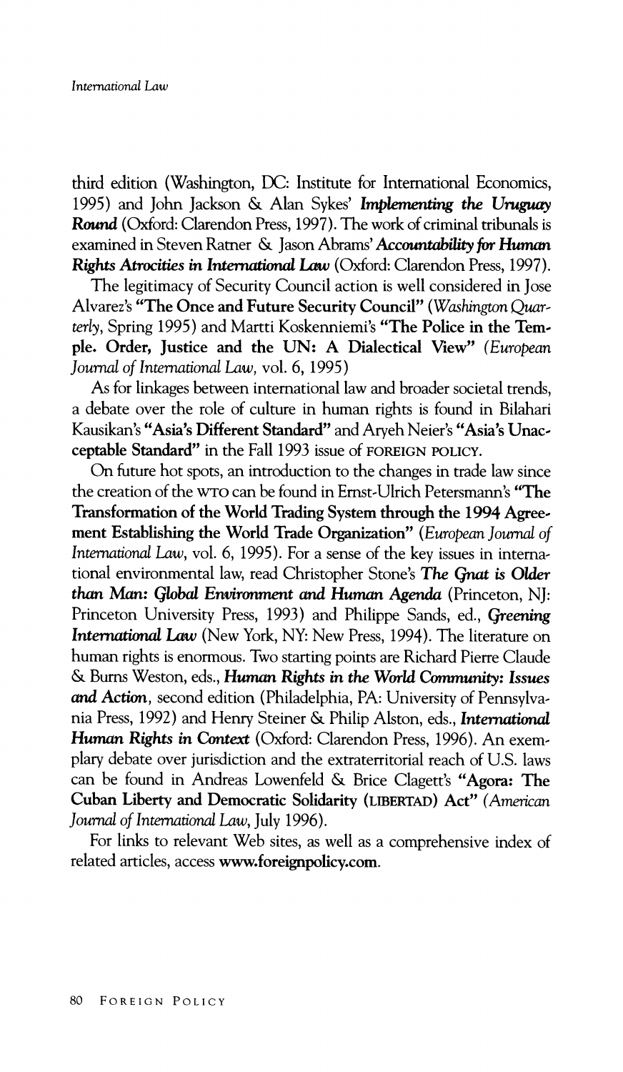third edition (Washington, DC: Institute for International Economics, 1995) and John Jackson & Alan Sykes' ***Implementing the Uruguay Round*** (Oxford: Clarendon Press, 1997). The work of criminal tribunals is examined in Steven Ratner & Jason Abrams' ***Accountability for Human Rights Atrocities in International Law*** (Oxford: Clarendon Press, 1997).

The legitimacy of Security Council action is well considered in Jose Alvarez's **"The Once and Future Security Council"** (*Washington Quarterly*, Spring 1995) and Martti Koskenniemi's **"The Police in the Temple. Order, Justice and the UN: A Dialectical View"** (*European Journal of International Law*, vol. 6, 1995)

As for linkages between international law and broader societal trends, a debate over the role of culture in human rights is found in Bilahari Kausikan's **"Asia's Different Standard"** and Aryeh Neier's **"Asia's Unacceptable Standard"** in the Fall 1993 issue of FOREIGN POLICY.

On future hot spots, an introduction to the changes in trade law since the creation of the WTO can be found in Ernst-Ulrich Petersmann's **"The Transformation of the World Trading System through the 1994 Agreement Establishing the World Trade Organization"** (*European Journal of International Law*, vol. 6, 1995). For a sense of the key issues in international environmental law, read Christopher Stone's ***The Gnat is Older than Man: Global Environment and Human Agenda*** (Princeton, NJ: Princeton University Press, 1993) and Philippe Sands, ed., ***Greening International Law*** (New York, NY: New Press, 1994). The literature on human rights is enormous. Two starting points are Richard Pierre Claude & Burns Weston, eds., ***Human Rights in the World Community: Issues and Action***, second edition (Philadelphia, PA: University of Pennsylvania Press, 1992) and Henry Steiner & Philip Alston, eds., ***International Human Rights in Context*** (Oxford: Clarendon Press, 1996). An exemplary debate over jurisdiction and the extraterritorial reach of U.S. laws can be found in Andreas Lowenfeld & Brice Clagett's **"Agora: The Cuban Liberty and Democratic Solidarity (LIBERTAD) Act"** (*American Journal of International Law*, July 1996).

For links to relevant Web sites, as well as a comprehensive index of related articles, access **www.foreignpolicy.com**.